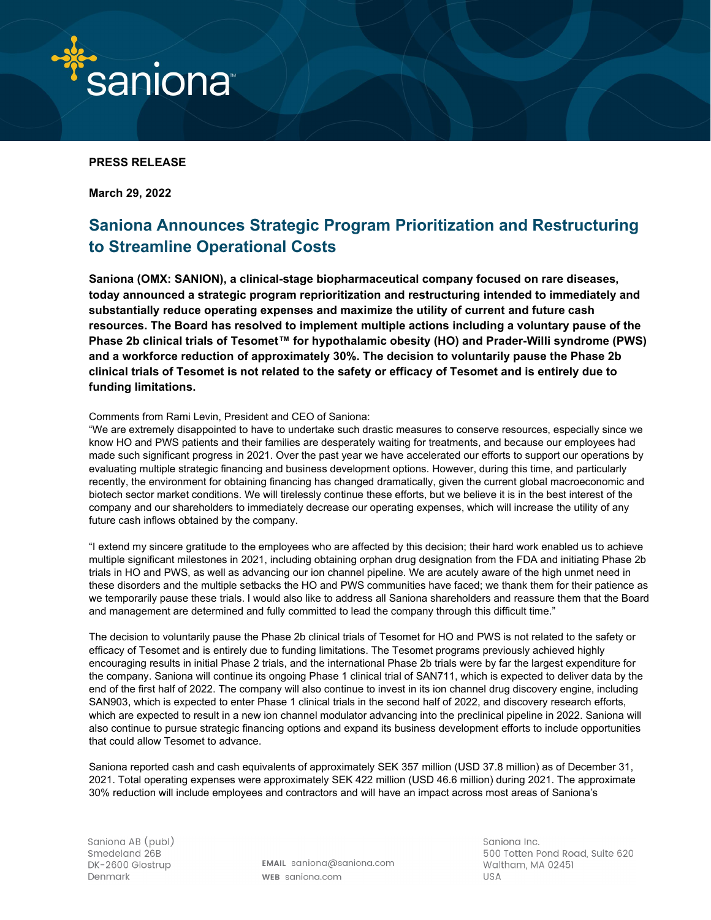**PRESS RELEASE**

**March 29, 2022**

# Saniona Announces Strategic Program Prioritization and Restructuring to Streamline Operational Costs

**Saniona (OMX: SANION), a clinical-stage biopharmaceutical company focused on rare diseases, today announced a strategic program reprioritization and restructuring intended to immediately and substantially reduce operating expenses and maximize the utility of current and future cash resources. The Board has resolved to implement multiple actions including a voluntary pause of the Phase 2b clinical trials of Tesomet™ for hypothalamic obesity (HO) and Prader-Willi syndrome (PWS) and a workforce reduction of approximately 30%. The decision to voluntarily pause the Phase 2b clinical trials of Tesomet is not related to the safety or efficacy of Tesomet and is entirely due to funding limitations.**

Comments from Rami Levin, President and CEO of Saniona:

"We are extremely disappointed to have to undertake such drastic measures to conserve resources, especially since we know HO and PWS patients and their families are desperately waiting for treatments, and because our employees had made such significant progress in 2021. Over the past year we have accelerated our efforts to support our operations by evaluating multiple strategic financing and business development options. However, during this time, and particularly recently, the environment for obtaining financing has changed dramatically, given the current global macroeconomic and biotech sector market conditions. We will tirelessly continue these efforts, but we believe it is in the best interest of the company and our shareholders to immediately decrease our operating expenses, which will increase the utility of any future cash inflows obtained by the company.

"I extend my sincere gratitude to the employees who are affected by this decision; their hard work enabled us to achieve multiple significant milestones in 2021, including obtaining orphan drug designation from the FDA and initiating Phase 2b trials in HO and PWS, as well as advancing our ion channel pipeline. We are acutely aware of the high unmet need in these disorders and the multiple setbacks the HO and PWS communities have faced; we thank them for their patience as we temporarily pause these trials. I would also like to address all Saniona shareholders and reassure them that the Board and management are determined and fully committed to lead the company through this difficult time."

The decision to voluntarily pause the Phase 2b clinical trials of Tesomet for HO and PWS is not related to the safety or efficacy of Tesomet and is entirely due to funding limitations. The Tesomet programs previously achieved highly encouraging results in initial Phase 2 trials, and the international Phase 2b trials were by far the largest expenditure for the company. Saniona will continue its ongoing Phase 1 clinical trial of SAN711, which is expected to deliver data by the end of the first half of 2022. The company will also continue to invest in its ion channel drug discovery engine, including SAN903, which is expected to enter Phase 1 clinical trials in the second half of 2022, and discovery research efforts, which are expected to result in a new ion channel modulator advancing into the preclinical pipeline in 2022. Saniona will also continue to pursue strategic financing options and expand its business development efforts to include opportunities that could allow Tesomet to advance.

Saniona reported cash and cash equivalents of approximately SEK 357 million (USD 37.8 million) as of December 31, 2021. Total operating expenses were approximately SEK 422 million (USD 46.6 million) during 2021. The approximate 30% reduction will include employees and contractors and will have an impact across most areas of Saniona's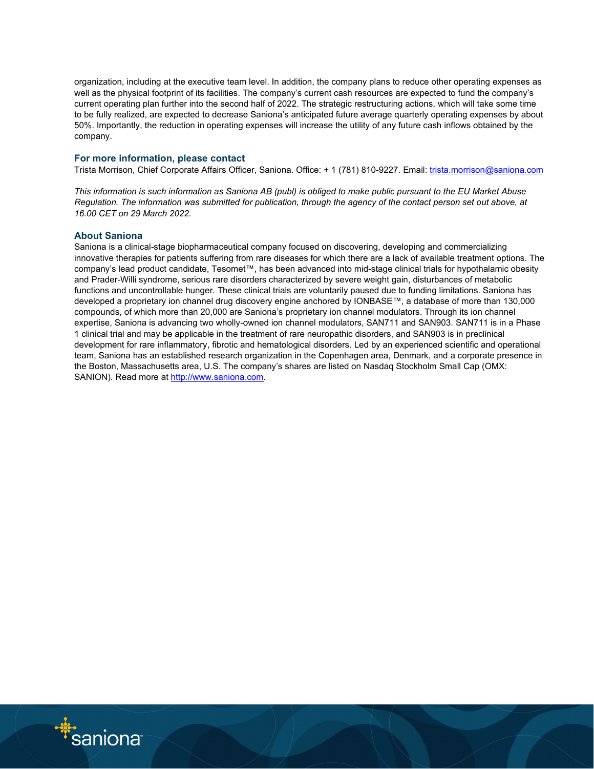organization, including at the executive team level. In addition, the company plans to reduce other operating expenses as well as the physical footprint of its facilities. The company's current cash resources are expected to fund the company's current operating plan further into the second half of 2022. The strategic restructuring actions, which will take some time to be fully realized, are expected to decrease Saniona's anticipated future average quarterly operating expenses by about 50%. Importantly, the reduction in operating expenses will increase the utility of any future cash inflows obtained by the company.

## For more information, please contact

Trista Morrison, Chief Corporate Affairs Officer, Saniona. Office: + 1 (781) 810-9227. Email: trista.morrison@saniona.com

*This information is such information as Saniona AB (publ) is obliged to make public pursuant to the EU Market Abuse Regulation. The information was submitted for publication, through the agency of the contact person set out above, at 16.00 CET on 29 March 2022.*

## About Saniona

Saniona is a clinical-stage biopharmaceutical company focused on discovering, developing and commercializing innovative therapies for patients suffering from rare diseases for which there are a lack of available treatment options. The company's lead product candidate, Tesomet™, has been advanced into mid-stage clinical trials for hypothalamic obesity and Prader-Willi syndrome, serious rare disorders characterized by severe weight gain, disturbances of metabolic functions and uncontrollable hunger. These clinical trials are voluntarily paused due to funding limitations. Saniona has developed a proprietary ion channel drug discovery engine anchored by IONBASE™, a database of more than 130,000 compounds, of which more than 20,000 are Saniona's proprietary ion channel modulators. Through its ion channel expertise, Saniona is advancing two wholly-owned ion channel modulators, SAN711 and SAN903. SAN711 is in a Phase 1 clinical trial and may be applicable in the treatment of rare neuropathic disorders, and SAN903 is in preclinical development for rare inflammatory, fibrotic and hematological disorders. Led by an experienced scientific and operational team, Saniona has an established research organization in the Copenhagen area, Denmark, and a corporate presence in the Boston, Massachusetts area, U.S. The company's shares are listed on Nasdaq Stockholm Small Cap (OMX: SANION). Read more at http://www.saniona.com.